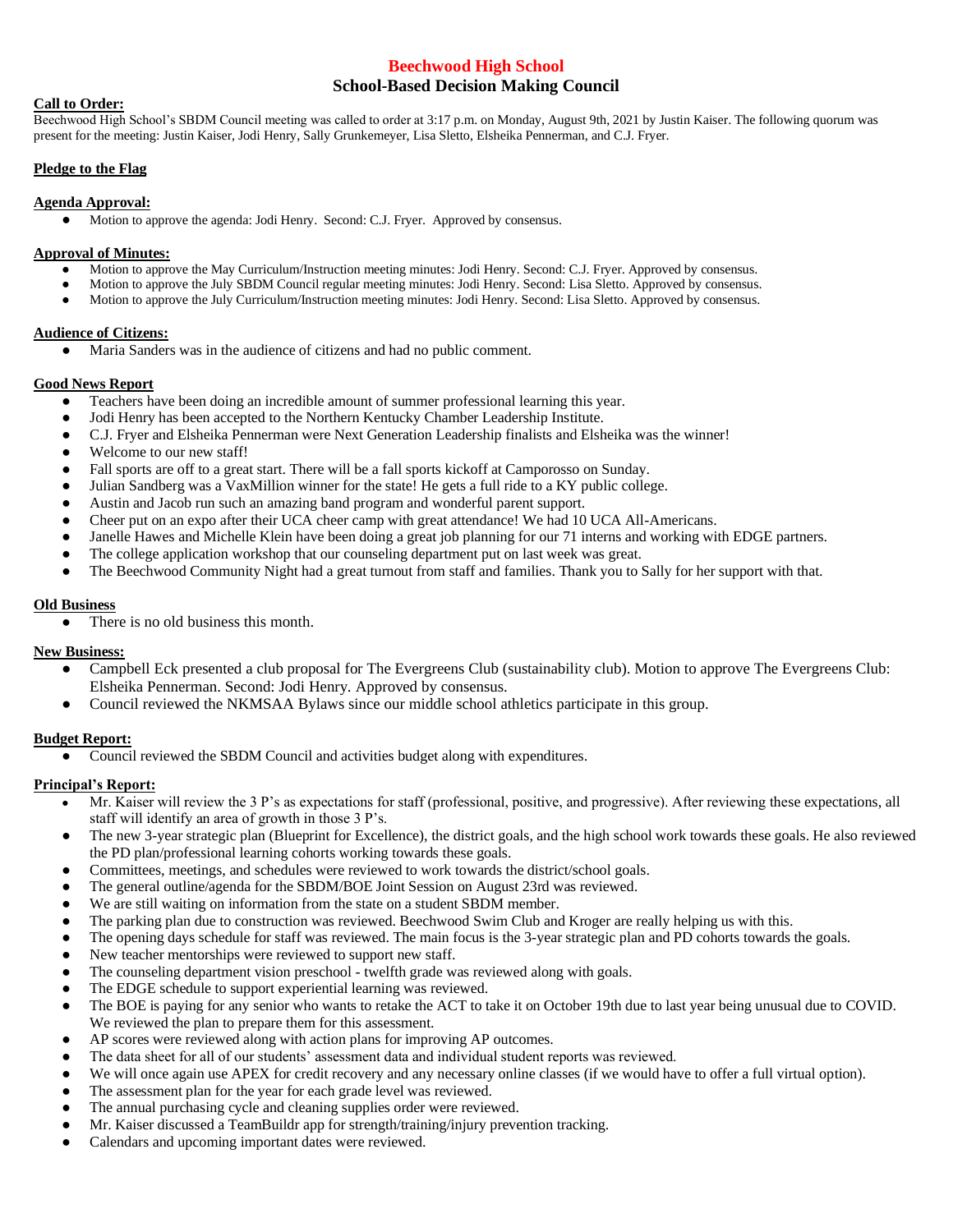# Beechwood High School

## School-Based Decision Making Council

**Call to Order:**

Beechwood High School's SBDM Council meeting was called to order at 3:17 p.m. on Monday, August 9th, 2021 by Justin Kaiser. The following quorum was present for the meeting: Justin Kaiser, Jodi Henry, Sally Grunkemeyer, Lisa Sletto, Elsheika Pennerman, and C.J. Fryer.

**Pledge to the Flag**

**Agenda Approval:**

- Motion to approve the agenda: Jodi Henry. Second: C.J. Fryer. Approved by consensus.

**Approval of Minutes:**

- Motion to approve the May Curriculum/Instruction meeting minutes: Jodi Henry. Second: C.J. Fryer. Approved by consensus.
- Motion to approve the July SBDM Council regular meeting minutes: Jodi Henry. Second: Lisa Sletto. Approved by consensus.
- Motion to approve the July Curriculum/Instruction meeting minutes: Jodi Henry. Second: Lisa Sletto. Approved by consensus.

**Audience of Citizens:**

- Maria Sanders was in the audience of citizens and had no public comment.

**Good News Report**

- Teachers have been doing an incredible amount of summer professional learning this year.
- Jodi Henry has been accepted to the Northern Kentucky Chamber Leadership Institute.
- C.J. Fryer and Elsheika Pennerman were Next Generation Leadership finalists and Elsheika was the winner!
- Welcome to our new staff!
- Fall sports are off to a great start. There will be a fall sports kickoff at Camporosso on Sunday.
- Julian Sandberg was a VaxMillion winner for the state! He gets a full ride to a KY public college.
- Austin and Jacob run such an amazing band program and wonderful parent support.
- Cheer put on an expo after their UCA cheer camp with great attendance! We had 10 UCA All-Americans.
- Janelle Hawes and Michelle Klein have been doing a great job planning for our 71 interns and working with EDGE partners.
- The college application workshop that our counseling department put on last week was great.
- The Beechwood Community Night had a great turnout from staff and families. Thank you to Sally for her support with that.

**Old Business**

- There is no old business this month.

**New Business:**

- Campbell Eck presented a club proposal for The Evergreens Club (sustainability club). Motion to approve The Evergreens Club: Elsheika Pennerman. Second: Jodi Henry. Approved by consensus.
- Council reviewed the NKMSAA Bylaws since our middle school athletics participate in this group.

**Budget Report:**

- Council reviewed the SBDM Council and activities budget along with expenditures.

**Principal's Report:**

- Mr. Kaiser will review the 3 P's as expectations for staff (professional, positive, and progressive). After reviewing these expectations, all staff will identify an area of growth in those 3 P's.
- The new 3-year strategic plan (Blueprint for Excellence), the district goals, and the high school work towards these goals. He also reviewed the PD plan/professional learning cohorts working towards these goals.
- Committees, meetings, and schedules were reviewed to work towards the district/school goals.
- The general outline/agenda for the SBDM/BOE Joint Session on August 23rd was reviewed.
- We are still waiting on information from the state on a student SBDM member.
- The parking plan due to construction was reviewed. Beechwood Swim Club and Kroger are really helping us with this.
- The opening days schedule for staff was reviewed. The main focus is the 3-year strategic plan and PD cohorts towards the goals.
- New teacher mentorships were reviewed to support new staff.
- The counseling department vision preschool - twelfth grade was reviewed along with goals.
- The EDGE schedule to support experiential learning was reviewed.
- The BOE is paying for any senior who wants to retake the ACT to take it on October 19th due to last year being unusual due to COVID. We reviewed the plan to prepare them for this assessment.
- AP scores were reviewed along with action plans for improving AP outcomes.
- The data sheet for all of our students' assessment data and individual student reports was reviewed.
- We will once again use APEX for credit recovery and any necessary online classes (if we would have to offer a full virtual option).
- The assessment plan for the year for each grade level was reviewed.
- The annual purchasing cycle and cleaning supplies order were reviewed.
- Mr. Kaiser discussed a TeamBuildr app for strength/training/injury prevention tracking.
- Calendars and upcoming important dates were reviewed.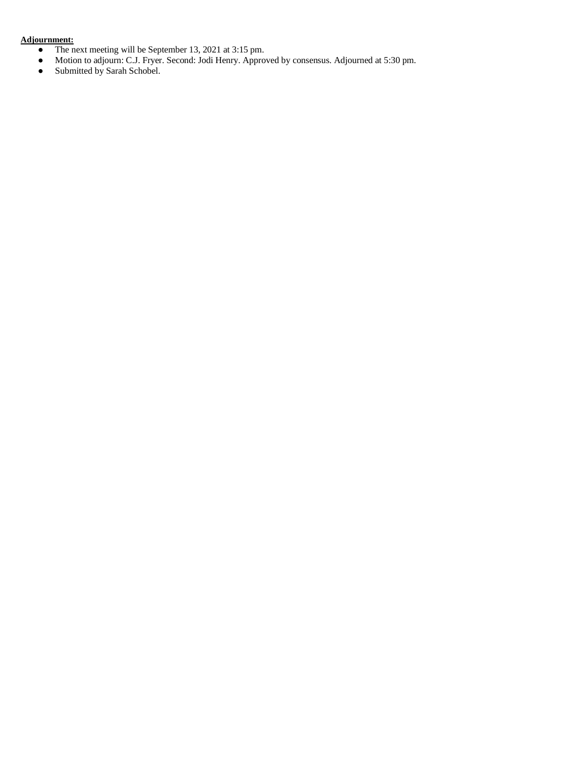**Adjournment:**

- The next meeting will be September 13, 2021 at 3:15 pm.
- Motion to adjourn: C.J. Fryer. Second: Jodi Henry. Approved by consensus. Adjourned at 5:30 pm.
- Submitted by Sarah Schobel.